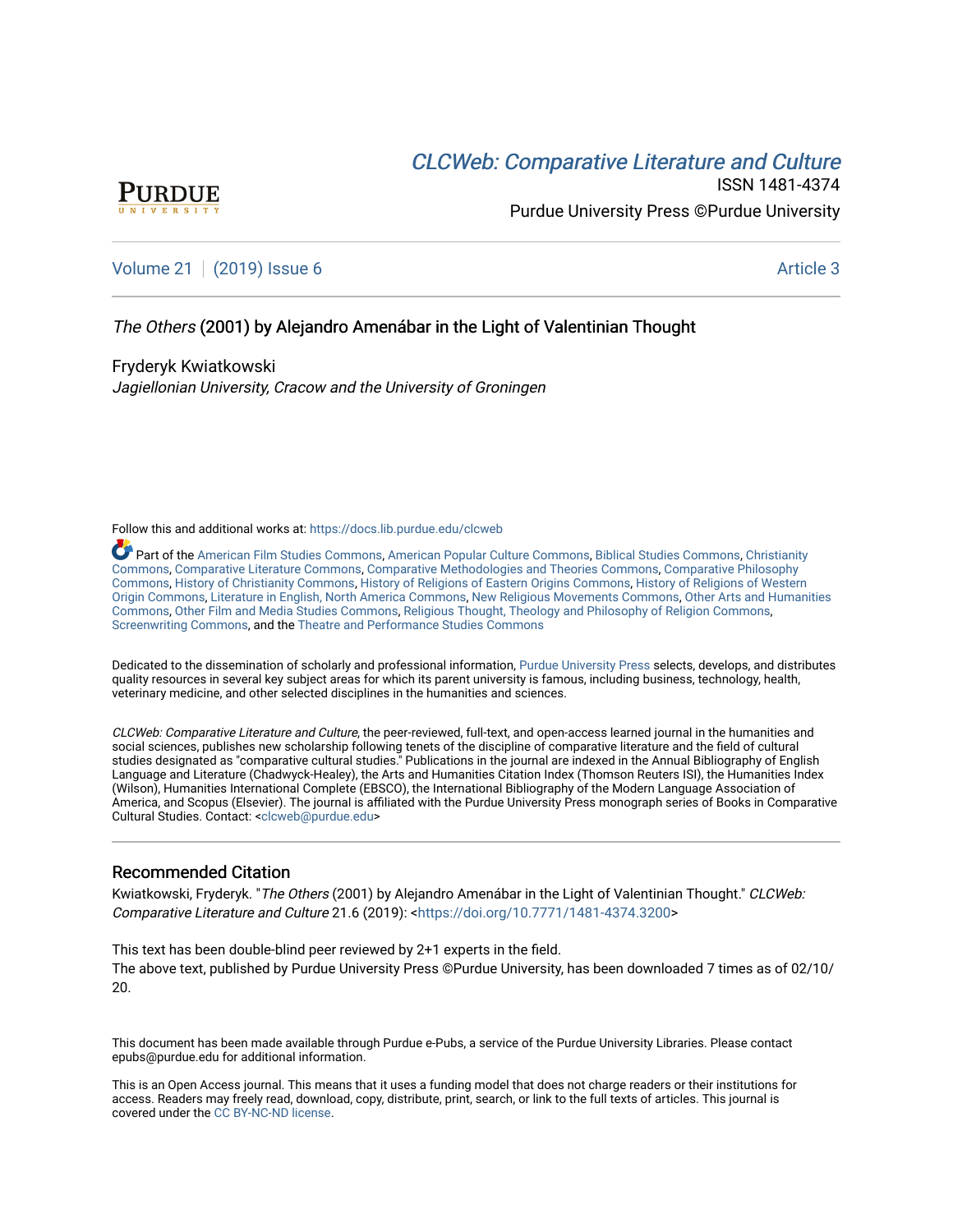[CLCWeb: Comparative Literature and Culture](https://docs.lib.purdue.edu/clcweb)

ISSN 1481-4374

Purdue University Press ©Purdue University

Volume 21 | (2019) Issue 6 — Article 3

# *The Others* (2001) by Alejandro Amenábar in the Light of Valentinian Thought

Fryderyk Kwiatkowski
*Jagiellonian University, Cracow and the University of Groningen*

Follow this and additional works at: https://docs.lib.purdue.edu/clcweb

Part of the American Film Studies Commons, American Popular Culture Commons, Biblical Studies Commons, Christianity Commons, Comparative Literature Commons, Comparative Methodologies and Theories Commons, Comparative Philosophy Commons, History of Christianity Commons, History of Religions of Eastern Origins Commons, History of Religions of Western Origin Commons, Literature in English, North America Commons, New Religious Movements Commons, Other Arts and Humanities Commons, Other Film and Media Studies Commons, Religious Thought, Theology and Philosophy of Religion Commons, Screenwriting Commons, and the Theatre and Performance Studies Commons

Dedicated to the dissemination of scholarly and professional information, Purdue University Press selects, develops, and distributes quality resources in several key subject areas for which its parent university is famous, including business, technology, health, veterinary medicine, and other selected disciplines in the humanities and sciences.

*CLCWeb: Comparative Literature and Culture*, the peer-reviewed, full-text, and open-access learned journal in the humanities and social sciences, publishes new scholarship following tenets of the discipline of comparative literature and the field of cultural studies designated as "comparative cultural studies." Publications in the journal are indexed in the Annual Bibliography of English Language and Literature (Chadwyck-Healey), the Arts and Humanities Citation Index (Thomson Reuters ISI), the Humanities Index (Wilson), Humanities International Complete (EBSCO), the International Bibliography of the Modern Language Association of America, and Scopus (Elsevier). The journal is affiliated with the Purdue University Press monograph series of Books in Comparative Cultural Studies. Contact: <clcweb@purdue.edu>

## Recommended Citation

Kwiatkowski, Fryderyk. "*The Others* (2001) by Alejandro Amenábar in the Light of Valentinian Thought." *CLCWeb: Comparative Literature and Culture* 21.6 (2019): <https://doi.org/10.7771/1481-4374.3200>

This text has been double-blind peer reviewed by 2+1 experts in the field.
The above text, published by Purdue University Press ©Purdue University, has been downloaded 7 times as of 02/10/20.

This document has been made available through Purdue e-Pubs, a service of the Purdue University Libraries. Please contact epubs@purdue.edu for additional information.

This is an Open Access journal. This means that it uses a funding model that does not charge readers or their institutions for access. Readers may freely read, download, copy, distribute, print, search, or link to the full texts of articles. This journal is covered under the CC BY-NC-ND license.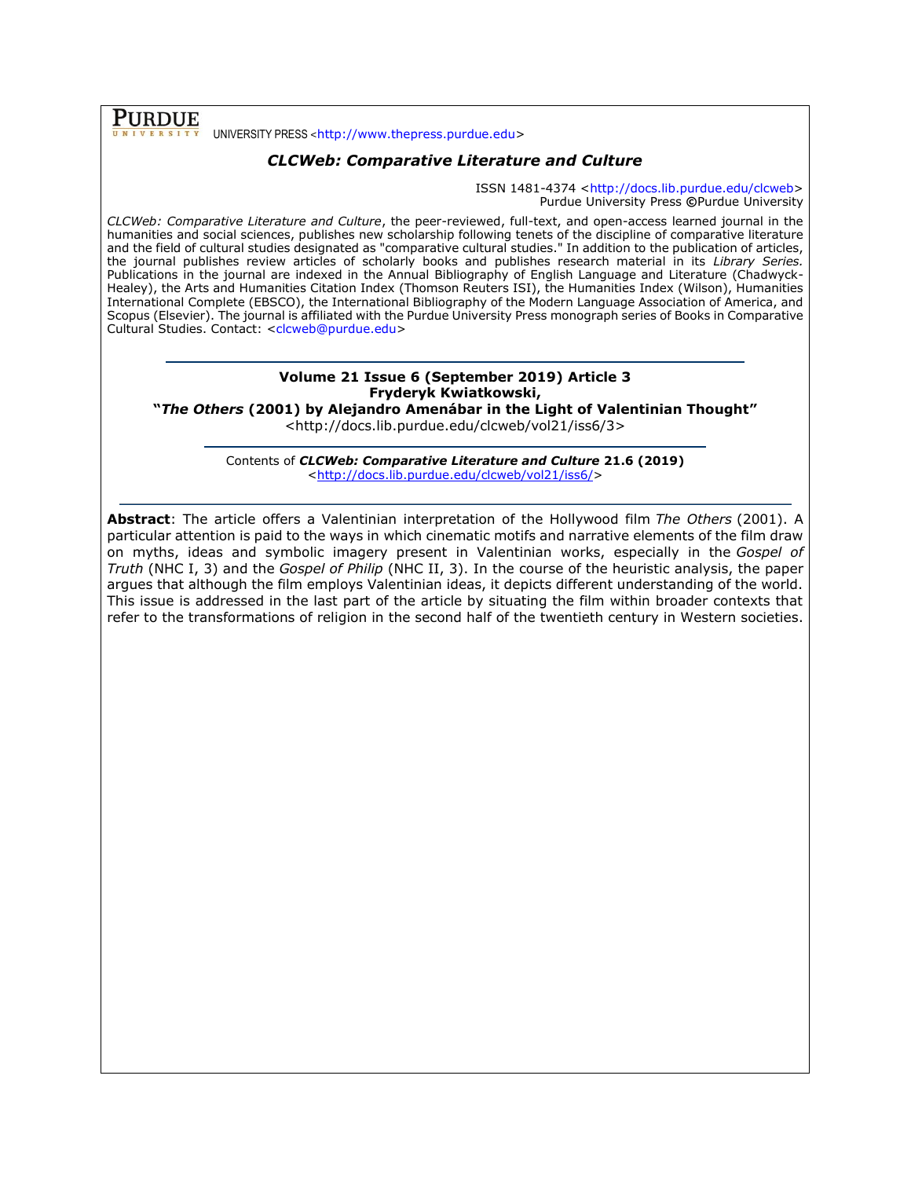**PURDUE** UNIVERSITY PRESS <http://www.thepress.purdue.edu>

## *CLCWeb: Comparative Literature and Culture*

ISSN 1481-4374 <http://docs.lib.purdue.edu/clcweb>
Purdue University Press ©Purdue University

*CLCWeb: Comparative Literature and Culture*, the peer-reviewed, full-text, and open-access learned journal in the humanities and social sciences, publishes new scholarship following tenets of the discipline of comparative literature and the field of cultural studies designated as "comparative cultural studies." In addition to the publication of articles, the journal publishes review articles of scholarly books and publishes research material in its *Library Series.* Publications in the journal are indexed in the Annual Bibliography of English Language and Literature (Chadwyck-Healey), the Arts and Humanities Citation Index (Thomson Reuters ISI), the Humanities Index (Wilson), Humanities International Complete (EBSCO), the International Bibliography of the Modern Language Association of America, and Scopus (Elsevier). The journal is affiliated with the Purdue University Press monograph series of Books in Comparative Cultural Studies. Contact: <clcweb@purdue.edu>

---

**Volume 21 Issue 6 (September 2019) Article 3**
**Fryderyk Kwiatkowski,**
**"*The Others* (2001) by Alejandro Amenábar in the Light of Valentinian Thought"**
<http://docs.lib.purdue.edu/clcweb/vol21/iss6/3>

---

Contents of ***CLCWeb: Comparative Literature and Culture* 21.6 (2019)**
<http://docs.lib.purdue.edu/clcweb/vol21/iss6/>

---

**Abstract**: The article offers a Valentinian interpretation of the Hollywood film *The Others* (2001). A particular attention is paid to the ways in which cinematic motifs and narrative elements of the film draw on myths, ideas and symbolic imagery present in Valentinian works, especially in the *Gospel of Truth* (NHC I, 3) and the *Gospel of Philip* (NHC II, 3). In the course of the heuristic analysis, the paper argues that although the film employs Valentinian ideas, it depicts different understanding of the world. This issue is addressed in the last part of the article by situating the film within broader contexts that refer to the transformations of religion in the second half of the twentieth century in Western societies.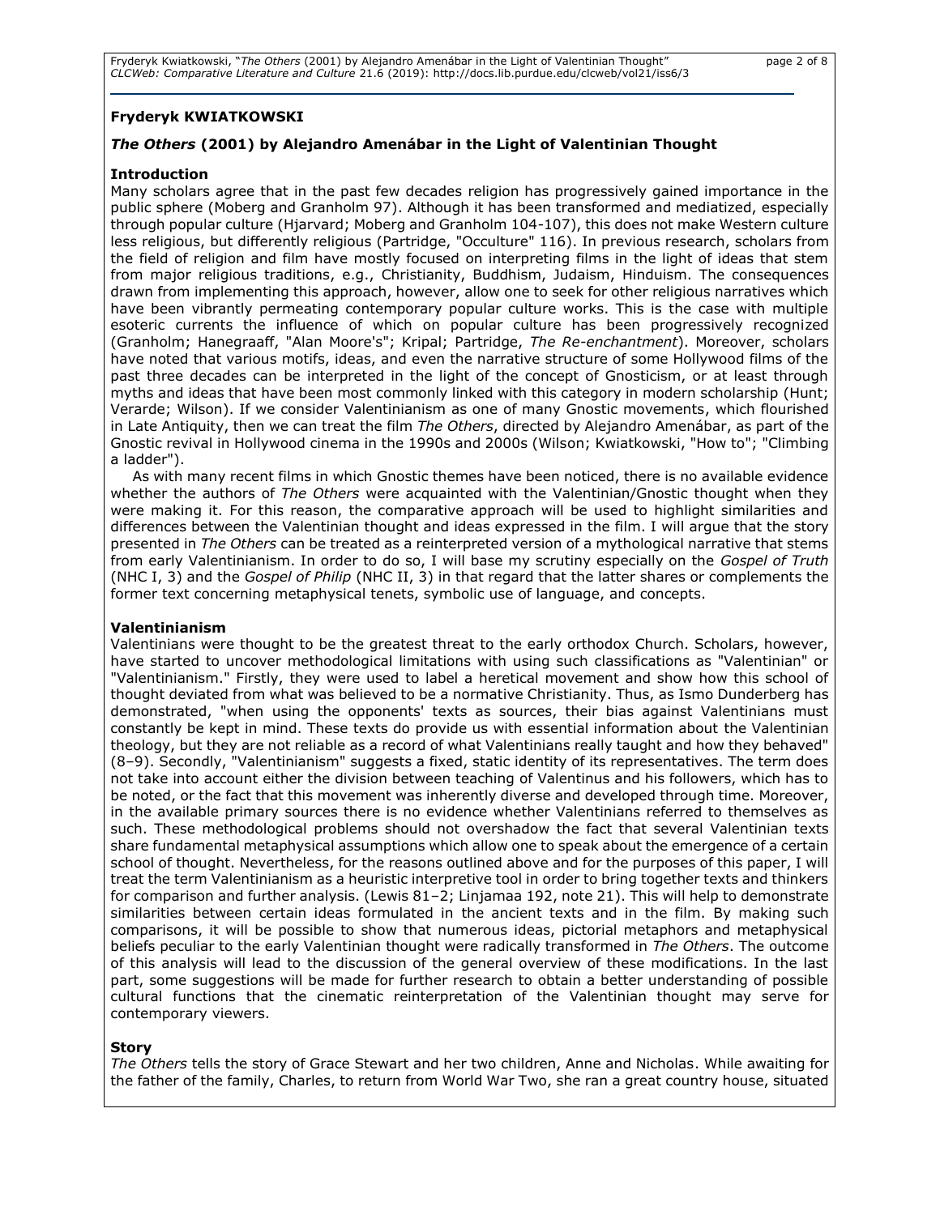**Fryderyk KWIATKOWSKI**

***The Others* (2001) by Alejandro Amenábar in the Light of Valentinian Thought**

**Introduction**

Many scholars agree that in the past few decades religion has progressively gained importance in the public sphere (Moberg and Granholm 97). Although it has been transformed and mediatized, especially through popular culture (Hjarvard; Moberg and Granholm 104-107), this does not make Western culture less religious, but differently religious (Partridge, "Occulture" 116). In previous research, scholars from the field of religion and film have mostly focused on interpreting films in the light of ideas that stem from major religious traditions, e.g., Christianity, Buddhism, Judaism, Hinduism. The consequences drawn from implementing this approach, however, allow one to seek for other religious narratives which have been vibrantly permeating contemporary popular culture works. This is the case with multiple esoteric currents the influence of which on popular culture has been progressively recognized (Granholm; Hanegraaff, "Alan Moore's"; Kripal; Partridge, *The Re-enchantment*). Moreover, scholars have noted that various motifs, ideas, and even the narrative structure of some Hollywood films of the past three decades can be interpreted in the light of the concept of Gnosticism, or at least through myths and ideas that have been most commonly linked with this category in modern scholarship (Hunt; Verarde; Wilson). If we consider Valentinianism as one of many Gnostic movements, which flourished in Late Antiquity, then we can treat the film *The Others*, directed by Alejandro Amenábar, as part of the Gnostic revival in Hollywood cinema in the 1990s and 2000s (Wilson; Kwiatkowski, "How to"; "Climbing a ladder").

As with many recent films in which Gnostic themes have been noticed, there is no available evidence whether the authors of *The Others* were acquainted with the Valentinian/Gnostic thought when they were making it. For this reason, the comparative approach will be used to highlight similarities and differences between the Valentinian thought and ideas expressed in the film. I will argue that the story presented in *The Others* can be treated as a reinterpreted version of a mythological narrative that stems from early Valentinianism. In order to do so, I will base my scrutiny especially on the *Gospel of Truth* (NHC I, 3) and the *Gospel of Philip* (NHC II, 3) in that regard that the latter shares or complements the former text concerning metaphysical tenets, symbolic use of language, and concepts.

**Valentinianism**

Valentinians were thought to be the greatest threat to the early orthodox Church. Scholars, however, have started to uncover methodological limitations with using such classifications as "Valentinian" or "Valentinianism." Firstly, they were used to label a heretical movement and show how this school of thought deviated from what was believed to be a normative Christianity. Thus, as Ismo Dunderberg has demonstrated, "when using the opponents' texts as sources, their bias against Valentinians must constantly be kept in mind. These texts do provide us with essential information about the Valentinian theology, but they are not reliable as a record of what Valentinians really taught and how they behaved" (8–9). Secondly, "Valentinianism" suggests a fixed, static identity of its representatives. The term does not take into account either the division between teaching of Valentinus and his followers, which has to be noted, or the fact that this movement was inherently diverse and developed through time. Moreover, in the available primary sources there is no evidence whether Valentinians referred to themselves as such. These methodological problems should not overshadow the fact that several Valentinian texts share fundamental metaphysical assumptions which allow one to speak about the emergence of a certain school of thought. Nevertheless, for the reasons outlined above and for the purposes of this paper, I will treat the term Valentinianism as a heuristic interpretive tool in order to bring together texts and thinkers for comparison and further analysis. (Lewis 81–2; Linjamaa 192, note 21). This will help to demonstrate similarities between certain ideas formulated in the ancient texts and in the film. By making such comparisons, it will be possible to show that numerous ideas, pictorial metaphors and metaphysical beliefs peculiar to the early Valentinian thought were radically transformed in *The Others*. The outcome of this analysis will lead to the discussion of the general overview of these modifications. In the last part, some suggestions will be made for further research to obtain a better understanding of possible cultural functions that the cinematic reinterpretation of the Valentinian thought may serve for contemporary viewers.

**Story**

*The Others* tells the story of Grace Stewart and her two children, Anne and Nicholas. While awaiting for the father of the family, Charles, to return from World War Two, she ran a great country house, situated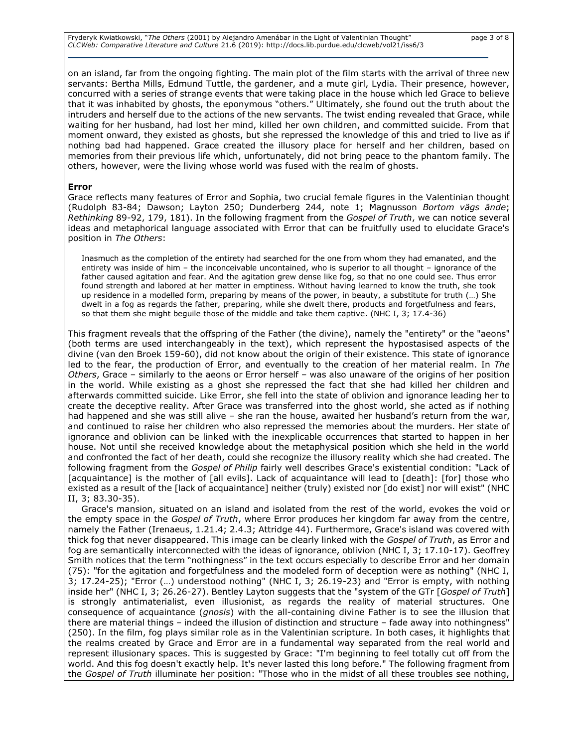on an island, far from the ongoing fighting. The main plot of the film starts with the arrival of three new servants: Bertha Mills, Edmund Tuttle, the gardener, and a mute girl, Lydia. Their presence, however, concurred with a series of strange events that were taking place in the house which led Grace to believe that it was inhabited by ghosts, the eponymous "others." Ultimately, she found out the truth about the intruders and herself due to the actions of the new servants. The twist ending revealed that Grace, while waiting for her husband, had lost her mind, killed her own children, and committed suicide. From that moment onward, they existed as ghosts, but she repressed the knowledge of this and tried to live as if nothing bad had happened. Grace created the illusory place for herself and her children, based on memories from their previous life which, unfortunately, did not bring peace to the phantom family. The others, however, were the living whose world was fused with the realm of ghosts.

**Error**

Grace reflects many features of Error and Sophia, two crucial female figures in the Valentinian thought (Rudolph 83-84; Dawson; Layton 250; Dunderberg 244, note 1; Magnusson *Bortom vägs ände*; *Rethinking* 89-92, 179, 181). In the following fragment from the *Gospel of Truth*, we can notice several ideas and metaphorical language associated with Error that can be fruitfully used to elucidate Grace's position in *The Others*:

> Inasmuch as the completion of the entirety had searched for the one from whom they had emanated, and the entirety was inside of him – the inconceivable uncontained, who is superior to all thought – ignorance of the father caused agitation and fear. And the agitation grew dense like fog, so that no one could see. Thus error found strength and labored at her matter in emptiness. Without having learned to know the truth, she took up residence in a modelled form, preparing by means of the power, in beauty, a substitute for truth (…) She dwelt in a fog as regards the father, preparing, while she dwelt there, products and forgetfulness and fears, so that them she might beguile those of the middle and take them captive. (NHC I, 3; 17.4-36)

This fragment reveals that the offspring of the Father (the divine), namely the "entirety" or the "aeons" (both terms are used interchangeably in the text), which represent the hypostasised aspects of the divine (van den Broek 159-60), did not know about the origin of their existence. This state of ignorance led to the fear, the production of Error, and eventually to the creation of her material realm. In *The Others*, Grace – similarly to the aeons or Error herself – was also unaware of the origins of her position in the world. While existing as a ghost she repressed the fact that she had killed her children and afterwards committed suicide. Like Error, she fell into the state of oblivion and ignorance leading her to create the deceptive reality. After Grace was transferred into the ghost world, she acted as if nothing had happened and she was still alive – she ran the house, awaited her husband's return from the war, and continued to raise her children who also repressed the memories about the murders. Her state of ignorance and oblivion can be linked with the inexplicable occurrences that started to happen in her house. Not until she received knowledge about the metaphysical position which she held in the world and confronted the fact of her death, could she recognize the illusory reality which she had created. The following fragment from the *Gospel of Philip* fairly well describes Grace's existential condition: "Lack of [acquaintance] is the mother of [all evils]. Lack of acquaintance will lead to [death]: [for] those who existed as a result of the [lack of acquaintance] neither (truly) existed nor [do exist] nor will exist" (NHC II, 3; 83.30-35).

Grace's mansion, situated on an island and isolated from the rest of the world, evokes the void or the empty space in the *Gospel of Truth*, where Error produces her kingdom far away from the centre, namely the Father (Irenaeus, 1.21.4; 2.4.3; Attridge 44). Furthermore, Grace's island was covered with thick fog that never disappeared. This image can be clearly linked with the *Gospel of Truth*, as Error and fog are semantically interconnected with the ideas of ignorance, oblivion (NHC I, 3; 17.10-17). Geoffrey Smith notices that the term "nothingness" in the text occurs especially to describe Error and her domain (75): "for the agitation and forgetfulness and the modeled form of deception were as nothing" (NHC I, 3; 17.24-25); "Error (…) understood nothing" (NHC I, 3; 26.19-23) and "Error is empty, with nothing inside her" (NHC I, 3; 26.26-27). Bentley Layton suggests that the "system of the GTr [*Gospel of Truth*] is strongly antimaterialist, even illusionist, as regards the reality of material structures. One consequence of acquaintance (*gnosis*) with the all-containing divine Father is to see the illusion that there are material things – indeed the illusion of distinction and structure – fade away into nothingness" (250). In the film, fog plays similar role as in the Valentinian scripture. In both cases, it highlights that the realms created by Grace and Error are in a fundamental way separated from the real world and represent illusionary spaces. This is suggested by Grace: "I'm beginning to feel totally cut off from the world. And this fog doesn't exactly help. It's never lasted this long before." The following fragment from the *Gospel of Truth* illuminate her position: "Those who in the midst of all these troubles see nothing,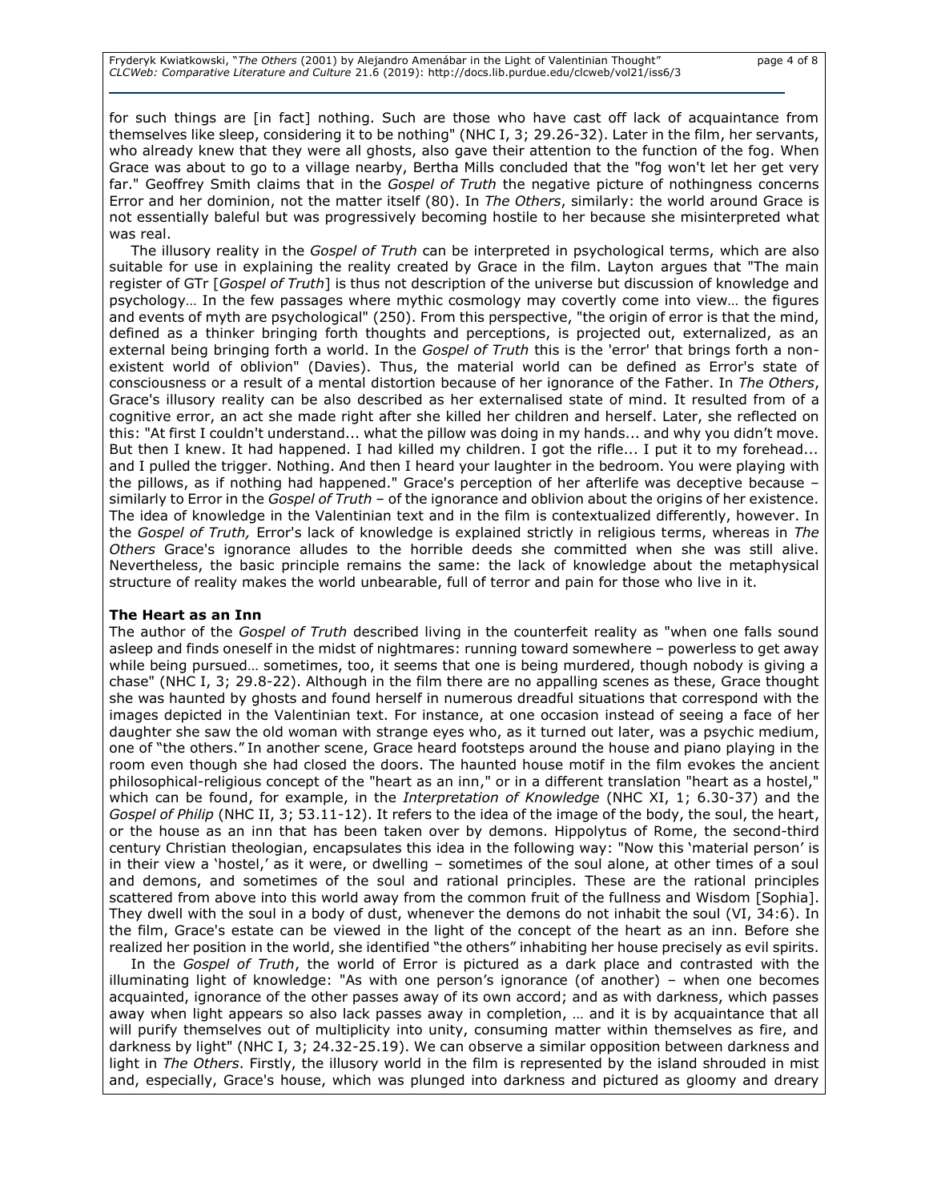for such things are [in fact] nothing. Such are those who have cast off lack of acquaintance from themselves like sleep, considering it to be nothing" (NHC I, 3; 29.26-32). Later in the film, her servants, who already knew that they were all ghosts, also gave their attention to the function of the fog. When Grace was about to go to a village nearby, Bertha Mills concluded that the "fog won't let her get very far." Geoffrey Smith claims that in the *Gospel of Truth* the negative picture of nothingness concerns Error and her dominion, not the matter itself (80). In *The Others*, similarly: the world around Grace is not essentially baleful but was progressively becoming hostile to her because she misinterpreted what was real.

The illusory reality in the *Gospel of Truth* can be interpreted in psychological terms, which are also suitable for use in explaining the reality created by Grace in the film. Layton argues that "The main register of GTr [*Gospel of Truth*] is thus not description of the universe but discussion of knowledge and psychology… In the few passages where mythic cosmology may covertly come into view… the figures and events of myth are psychological" (250). From this perspective, "the origin of error is that the mind, defined as a thinker bringing forth thoughts and perceptions, is projected out, externalized, as an external being bringing forth a world. In the *Gospel of Truth* this is the 'error' that brings forth a non-existent world of oblivion" (Davies). Thus, the material world can be defined as Error's state of consciousness or a result of a mental distortion because of her ignorance of the Father. In *The Others*, Grace's illusory reality can be also described as her externalised state of mind. It resulted from of a cognitive error, an act she made right after she killed her children and herself. Later, she reflected on this: "At first I couldn't understand... what the pillow was doing in my hands... and why you didn't move. But then I knew. It had happened. I had killed my children. I got the rifle... I put it to my forehead... and I pulled the trigger. Nothing. And then I heard your laughter in the bedroom. You were playing with the pillows, as if nothing had happened." Grace's perception of her afterlife was deceptive because – similarly to Error in the *Gospel of Truth* – of the ignorance and oblivion about the origins of her existence. The idea of knowledge in the Valentinian text and in the film is contextualized differently, however. In the *Gospel of Truth,* Error's lack of knowledge is explained strictly in religious terms, whereas in *The Others* Grace's ignorance alludes to the horrible deeds she committed when she was still alive. Nevertheless, the basic principle remains the same: the lack of knowledge about the metaphysical structure of reality makes the world unbearable, full of terror and pain for those who live in it.

## The Heart as an Inn

The author of the *Gospel of Truth* described living in the counterfeit reality as "when one falls sound asleep and finds oneself in the midst of nightmares: running toward somewhere – powerless to get away while being pursued… sometimes, too, it seems that one is being murdered, though nobody is giving a chase" (NHC I, 3; 29.8-22). Although in the film there are no appalling scenes as these, Grace thought she was haunted by ghosts and found herself in numerous dreadful situations that correspond with the images depicted in the Valentinian text. For instance, at one occasion instead of seeing a face of her daughter she saw the old woman with strange eyes who, as it turned out later, was a psychic medium, one of "the others." In another scene, Grace heard footsteps around the house and piano playing in the room even though she had closed the doors. The haunted house motif in the film evokes the ancient philosophical-religious concept of the "heart as an inn," or in a different translation "heart as a hostel," which can be found, for example, in the *Interpretation of Knowledge* (NHC XI, 1; 6.30-37) and the *Gospel of Philip* (NHC II, 3; 53.11-12). It refers to the idea of the image of the body, the soul, the heart, or the house as an inn that has been taken over by demons. Hippolytus of Rome, the second-third century Christian theologian, encapsulates this idea in the following way: "Now this 'material person' is in their view a 'hostel,' as it were, or dwelling – sometimes of the soul alone, at other times of a soul and demons, and sometimes of the soul and rational principles. These are the rational principles scattered from above into this world away from the common fruit of the fullness and Wisdom [Sophia]. They dwell with the soul in a body of dust, whenever the demons do not inhabit the soul (VI, 34:6). In the film, Grace's estate can be viewed in the light of the concept of the heart as an inn. Before she realized her position in the world, she identified "the others" inhabiting her house precisely as evil spirits.

In the *Gospel of Truth*, the world of Error is pictured as a dark place and contrasted with the illuminating light of knowledge: "As with one person's ignorance (of another) – when one becomes acquainted, ignorance of the other passes away of its own accord; and as with darkness, which passes away when light appears so also lack passes away in completion, … and it is by acquaintance that all will purify themselves out of multiplicity into unity, consuming matter within themselves as fire, and darkness by light" (NHC I, 3; 24.32-25.19). We can observe a similar opposition between darkness and light in *The Others*. Firstly, the illusory world in the film is represented by the island shrouded in mist and, especially, Grace's house, which was plunged into darkness and pictured as gloomy and dreary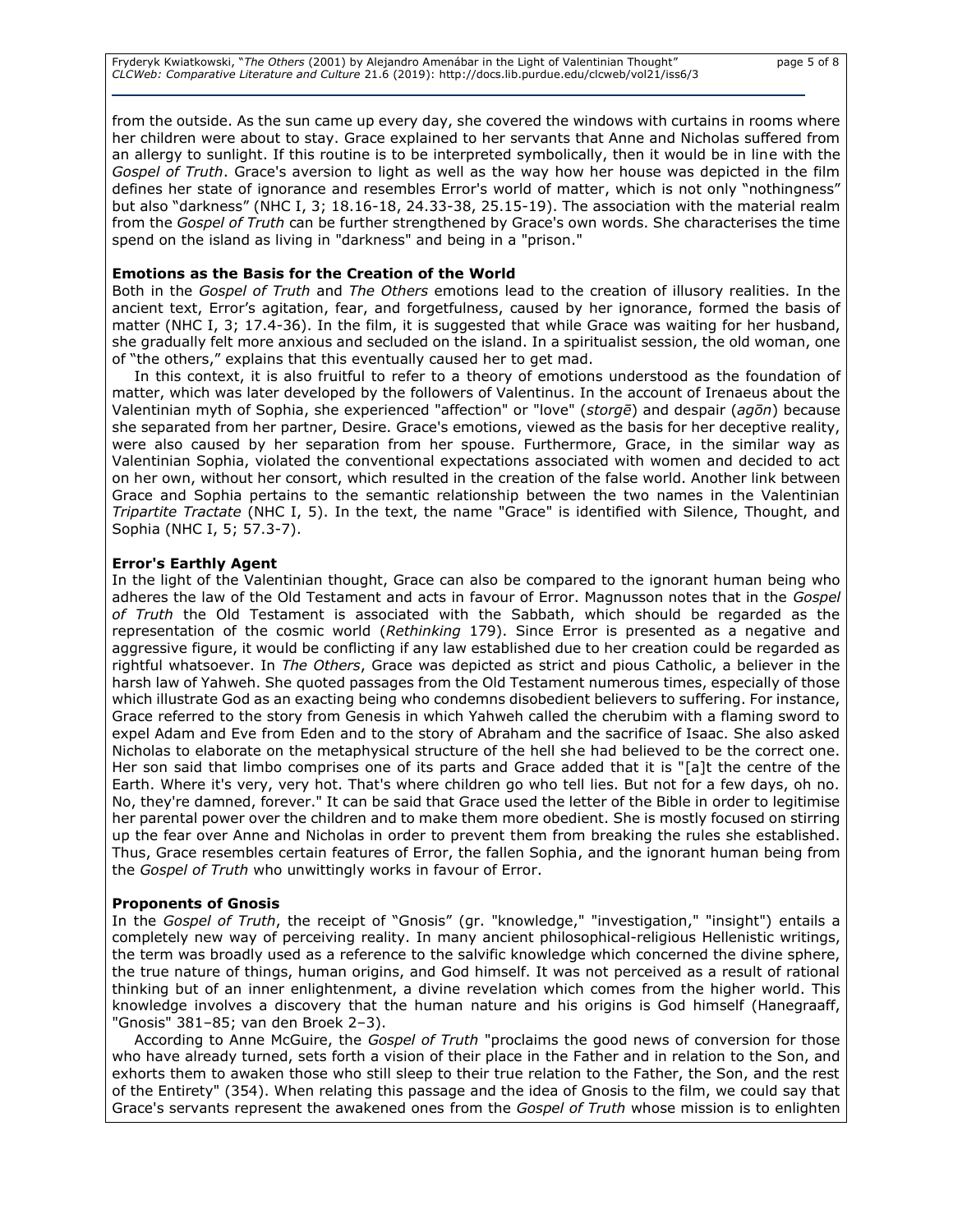from the outside. As the sun came up every day, she covered the windows with curtains in rooms where her children were about to stay. Grace explained to her servants that Anne and Nicholas suffered from an allergy to sunlight. If this routine is to be interpreted symbolically, then it would be in line with the *Gospel of Truth*. Grace's aversion to light as well as the way how her house was depicted in the film defines her state of ignorance and resembles Error's world of matter, which is not only "nothingness" but also "darkness" (NHC I, 3; 18.16-18, 24.33-38, 25.15-19). The association with the material realm from the *Gospel of Truth* can be further strengthened by Grace's own words. She characterises the time spend on the island as living in "darkness" and being in a "prison."

**Emotions as the Basis for the Creation of the World**

Both in the *Gospel of Truth* and *The Others* emotions lead to the creation of illusory realities. In the ancient text, Error's agitation, fear, and forgetfulness, caused by her ignorance, formed the basis of matter (NHC I, 3; 17.4-36). In the film, it is suggested that while Grace was waiting for her husband, she gradually felt more anxious and secluded on the island. In a spiritualist session, the old woman, one of "the others," explains that this eventually caused her to get mad.

In this context, it is also fruitful to refer to a theory of emotions understood as the foundation of matter, which was later developed by the followers of Valentinus. In the account of Irenaeus about the Valentinian myth of Sophia, she experienced "affection" or "love" (*storgē*) and despair (*agōn*) because she separated from her partner, Desire. Grace's emotions, viewed as the basis for her deceptive reality, were also caused by her separation from her spouse. Furthermore, Grace, in the similar way as Valentinian Sophia, violated the conventional expectations associated with women and decided to act on her own, without her consort, which resulted in the creation of the false world. Another link between Grace and Sophia pertains to the semantic relationship between the two names in the Valentinian *Tripartite Tractate* (NHC I, 5). In the text, the name "Grace" is identified with Silence, Thought, and Sophia (NHC I, 5; 57.3-7).

**Error's Earthly Agent**

In the light of the Valentinian thought, Grace can also be compared to the ignorant human being who adheres the law of the Old Testament and acts in favour of Error. Magnusson notes that in the *Gospel of Truth* the Old Testament is associated with the Sabbath, which should be regarded as the representation of the cosmic world (*Rethinking* 179). Since Error is presented as a negative and aggressive figure, it would be conflicting if any law established due to her creation could be regarded as rightful whatsoever. In *The Others*, Grace was depicted as strict and pious Catholic, a believer in the harsh law of Yahweh. She quoted passages from the Old Testament numerous times, especially of those which illustrate God as an exacting being who condemns disobedient believers to suffering. For instance, Grace referred to the story from Genesis in which Yahweh called the cherubim with a flaming sword to expel Adam and Eve from Eden and to the story of Abraham and the sacrifice of Isaac. She also asked Nicholas to elaborate on the metaphysical structure of the hell she had believed to be the correct one. Her son said that limbo comprises one of its parts and Grace added that it is "[a]t the centre of the Earth. Where it's very, very hot. That's where children go who tell lies. But not for a few days, oh no. No, they're damned, forever." It can be said that Grace used the letter of the Bible in order to legitimise her parental power over the children and to make them more obedient. She is mostly focused on stirring up the fear over Anne and Nicholas in order to prevent them from breaking the rules she established. Thus, Grace resembles certain features of Error, the fallen Sophia, and the ignorant human being from the *Gospel of Truth* who unwittingly works in favour of Error.

**Proponents of Gnosis**

In the *Gospel of Truth*, the receipt of "Gnosis" (gr. "knowledge," "investigation," "insight") entails a completely new way of perceiving reality. In many ancient philosophical-religious Hellenistic writings, the term was broadly used as a reference to the salvific knowledge which concerned the divine sphere, the true nature of things, human origins, and God himself. It was not perceived as a result of rational thinking but of an inner enlightenment, a divine revelation which comes from the higher world. This knowledge involves a discovery that the human nature and his origins is God himself (Hanegraaff, "Gnosis" 381–85; van den Broek 2–3).

According to Anne McGuire, the *Gospel of Truth* "proclaims the good news of conversion for those who have already turned, sets forth a vision of their place in the Father and in relation to the Son, and exhorts them to awaken those who still sleep to their true relation to the Father, the Son, and the rest of the Entirety" (354). When relating this passage and the idea of Gnosis to the film, we could say that Grace's servants represent the awakened ones from the *Gospel of Truth* whose mission is to enlighten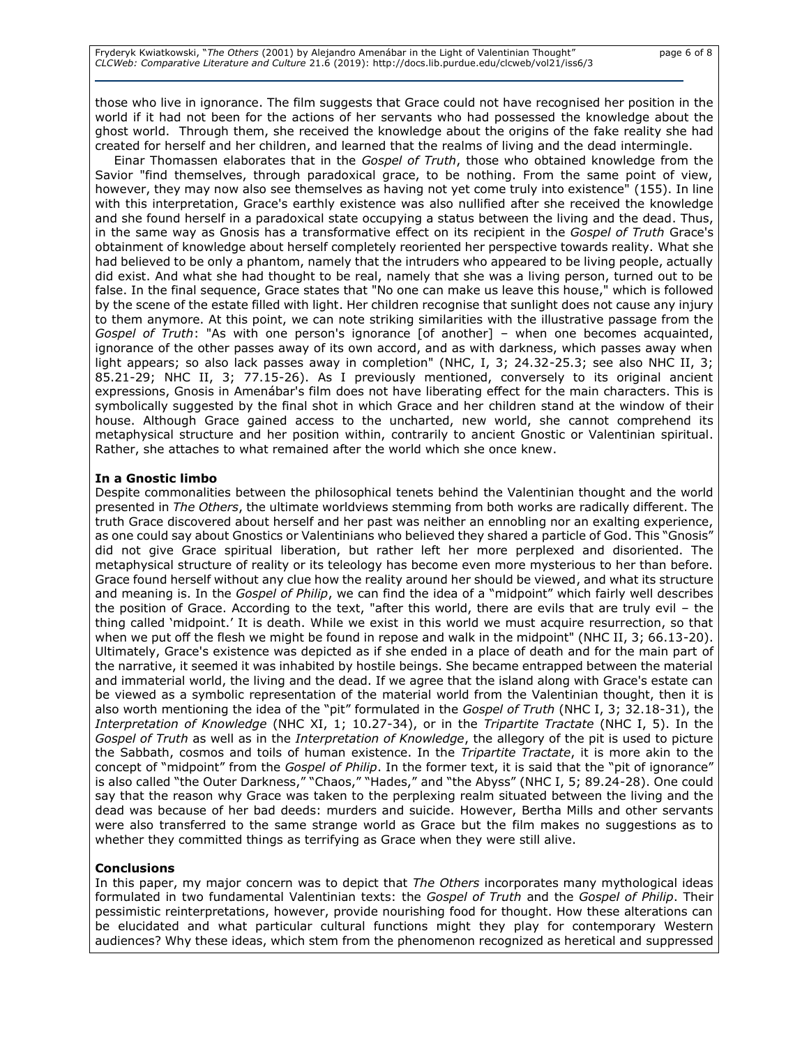those who live in ignorance. The film suggests that Grace could not have recognised her position in the world if it had not been for the actions of her servants who had possessed the knowledge about the ghost world. Through them, she received the knowledge about the origins of the fake reality she had created for herself and her children, and learned that the realms of living and the dead intermingle.

Einar Thomassen elaborates that in the *Gospel of Truth*, those who obtained knowledge from the Savior "find themselves, through paradoxical grace, to be nothing. From the same point of view, however, they may now also see themselves as having not yet come truly into existence" (155). In line with this interpretation, Grace's earthly existence was also nullified after she received the knowledge and she found herself in a paradoxical state occupying a status between the living and the dead. Thus, in the same way as Gnosis has a transformative effect on its recipient in the *Gospel of Truth* Grace's obtainment of knowledge about herself completely reoriented her perspective towards reality. What she had believed to be only a phantom, namely that the intruders who appeared to be living people, actually did exist. And what she had thought to be real, namely that she was a living person, turned out to be false. In the final sequence, Grace states that "No one can make us leave this house," which is followed by the scene of the estate filled with light. Her children recognise that sunlight does not cause any injury to them anymore. At this point, we can note striking similarities with the illustrative passage from the *Gospel of Truth*: "As with one person's ignorance [of another] – when one becomes acquainted, ignorance of the other passes away of its own accord, and as with darkness, which passes away when light appears; so also lack passes away in completion" (NHC, I, 3; 24.32-25.3; see also NHC II, 3; 85.21-29; NHC II, 3; 77.15-26). As I previously mentioned, conversely to its original ancient expressions, Gnosis in Amenábar's film does not have liberating effect for the main characters. This is symbolically suggested by the final shot in which Grace and her children stand at the window of their house. Although Grace gained access to the uncharted, new world, she cannot comprehend its metaphysical structure and her position within, contrarily to ancient Gnostic or Valentinian spiritual. Rather, she attaches to what remained after the world which she once knew.

**In a Gnostic limbo**

Despite commonalities between the philosophical tenets behind the Valentinian thought and the world presented in *The Others*, the ultimate worldviews stemming from both works are radically different. The truth Grace discovered about herself and her past was neither an ennobling nor an exalting experience, as one could say about Gnostics or Valentinians who believed they shared a particle of God. This "Gnosis" did not give Grace spiritual liberation, but rather left her more perplexed and disoriented. The metaphysical structure of reality or its teleology has become even more mysterious to her than before. Grace found herself without any clue how the reality around her should be viewed, and what its structure and meaning is. In the *Gospel of Philip*, we can find the idea of a "midpoint" which fairly well describes the position of Grace. According to the text, "after this world, there are evils that are truly evil – the thing called 'midpoint.' It is death. While we exist in this world we must acquire resurrection, so that when we put off the flesh we might be found in repose and walk in the midpoint" (NHC II, 3; 66.13-20). Ultimately, Grace's existence was depicted as if she ended in a place of death and for the main part of the narrative, it seemed it was inhabited by hostile beings. She became entrapped between the material and immaterial world, the living and the dead. If we agree that the island along with Grace's estate can be viewed as a symbolic representation of the material world from the Valentinian thought, then it is also worth mentioning the idea of the "pit" formulated in the *Gospel of Truth* (NHC I, 3; 32.18-31), the *Interpretation of Knowledge* (NHC XI, 1; 10.27-34), or in the *Tripartite Tractate* (NHC I, 5). In the *Gospel of Truth* as well as in the *Interpretation of Knowledge*, the allegory of the pit is used to picture the Sabbath, cosmos and toils of human existence. In the *Tripartite Tractate*, it is more akin to the concept of "midpoint" from the *Gospel of Philip*. In the former text, it is said that the "pit of ignorance" is also called "the Outer Darkness," "Chaos," "Hades," and "the Abyss" (NHC I, 5; 89.24-28). One could say that the reason why Grace was taken to the perplexing realm situated between the living and the dead was because of her bad deeds: murders and suicide. However, Bertha Mills and other servants were also transferred to the same strange world as Grace but the film makes no suggestions as to whether they committed things as terrifying as Grace when they were still alive.

**Conclusions**

In this paper, my major concern was to depict that *The Others* incorporates many mythological ideas formulated in two fundamental Valentinian texts: the *Gospel of Truth* and the *Gospel of Philip*. Their pessimistic reinterpretations, however, provide nourishing food for thought. How these alterations can be elucidated and what particular cultural functions might they play for contemporary Western audiences? Why these ideas, which stem from the phenomenon recognized as heretical and suppressed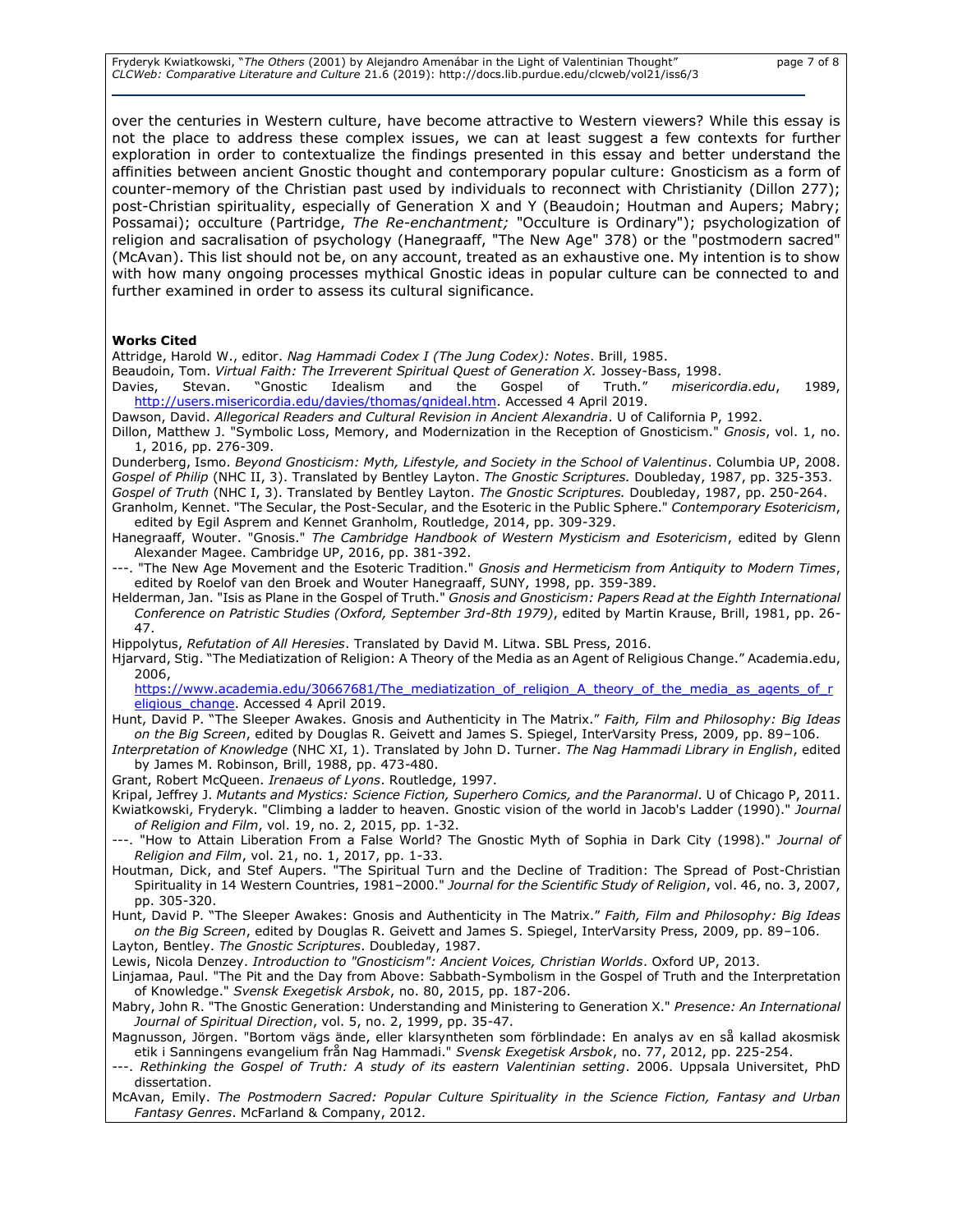over the centuries in Western culture, have become attractive to Western viewers? While this essay is not the place to address these complex issues, we can at least suggest a few contexts for further exploration in order to contextualize the findings presented in this essay and better understand the affinities between ancient Gnostic thought and contemporary popular culture: Gnosticism as a form of counter-memory of the Christian past used by individuals to reconnect with Christianity (Dillon 277); post-Christian spirituality, especially of Generation X and Y (Beaudoin; Houtman and Aupers; Mabry; Possamai); occulture (Partridge, *The Re-enchantment;* "Occulture is Ordinary"); psychologization of religion and sacralisation of psychology (Hanegraaff, "The New Age" 378) or the "postmodern sacred" (McAvan). This list should not be, on any account, treated as an exhaustive one. My intention is to show with how many ongoing processes mythical Gnostic ideas in popular culture can be connected to and further examined in order to assess its cultural significance.

**Works Cited**

Attridge, Harold W., editor. *Nag Hammadi Codex I (The Jung Codex): Notes*. Brill, 1985.

Beaudoin, Tom. *Virtual Faith: The Irreverent Spiritual Quest of Generation X.* Jossey-Bass, 1998.

Davies, Stevan. "Gnostic Idealism and the Gospel of Truth." *misericordia.edu*, 1989, http://users.misericordia.edu/davies/thomas/gnideal.htm. Accessed 4 April 2019.

Dawson, David. *Allegorical Readers and Cultural Revision in Ancient Alexandria*. U of California P, 1992.

Dillon, Matthew J. "Symbolic Loss, Memory, and Modernization in the Reception of Gnosticism." *Gnosis*, vol. 1, no. 1, 2016, pp. 276-309.

Dunderberg, Ismo. *Beyond Gnosticism: Myth, Lifestyle, and Society in the School of Valentinus*. Columbia UP, 2008.

*Gospel of Philip* (NHC II, 3). Translated by Bentley Layton. *The Gnostic Scriptures.* Doubleday, 1987, pp. 325-353.

*Gospel of Truth* (NHC I, 3). Translated by Bentley Layton. *The Gnostic Scriptures.* Doubleday, 1987, pp. 250-264.

Granholm, Kennet. "The Secular, the Post-Secular, and the Esoteric in the Public Sphere." *Contemporary Esotericism*, edited by Egil Asprem and Kennet Granholm, Routledge, 2014, pp. 309-329.

Hanegraaff, Wouter. "Gnosis." *The Cambridge Handbook of Western Mysticism and Esotericism*, edited by Glenn Alexander Magee. Cambridge UP, 2016, pp. 381-392.

---. "The New Age Movement and the Esoteric Tradition." *Gnosis and Hermeticism from Antiquity to Modern Times*, edited by Roelof van den Broek and Wouter Hanegraaff, SUNY, 1998, pp. 359-389.

Helderman, Jan. "Isis as Plane in the Gospel of Truth." *Gnosis and Gnosticism: Papers Read at the Eighth International Conference on Patristic Studies (Oxford, September 3rd-8th 1979)*, edited by Martin Krause, Brill, 1981, pp. 26-47.

Hippolytus, *Refutation of All Heresies*. Translated by David M. Litwa. SBL Press, 2016.

Hjarvard, Stig. "The Mediatization of Religion: A Theory of the Media as an Agent of Religious Change." Academia.edu, 2006, https://www.academia.edu/30667681/The_mediatization_of_religion_A_theory_of_the_media_as_agents_of_religious_change. Accessed 4 April 2019.

Hunt, David P. "The Sleeper Awakes. Gnosis and Authenticity in The Matrix." *Faith, Film and Philosophy: Big Ideas on the Big Screen*, edited by Douglas R. Geivett and James S. Spiegel, InterVarsity Press, 2009, pp. 89–106.

*Interpretation of Knowledge* (NHC XI, 1). Translated by John D. Turner. *The Nag Hammadi Library in English*, edited by James M. Robinson, Brill, 1988, pp. 473-480.

Grant, Robert McQueen. *Irenaeus of Lyons*. Routledge, 1997.

Kripal, Jeffrey J. *Mutants and Mystics: Science Fiction, Superhero Comics, and the Paranormal*. U of Chicago P, 2011.

Kwiatkowski, Fryderyk. "Climbing a ladder to heaven. Gnostic vision of the world in Jacob's Ladder (1990)." *Journal of Religion and Film*, vol. 19, no. 2, 2015, pp. 1-32.

---. "How to Attain Liberation From a False World? The Gnostic Myth of Sophia in Dark City (1998)." *Journal of Religion and Film*, vol. 21, no. 1, 2017, pp. 1-33.

Houtman, Dick, and Stef Aupers. "The Spiritual Turn and the Decline of Tradition: The Spread of Post-Christian Spirituality in 14 Western Countries, 1981–2000." *Journal for the Scientific Study of Religion*, vol. 46, no. 3, 2007, pp. 305-320.

Hunt, David P. "The Sleeper Awakes: Gnosis and Authenticity in The Matrix." *Faith, Film and Philosophy: Big Ideas on the Big Screen*, edited by Douglas R. Geivett and James S. Spiegel, InterVarsity Press, 2009, pp. 89–106.

Layton, Bentley. *The Gnostic Scriptures*. Doubleday, 1987.

Lewis, Nicola Denzey. *Introduction to "Gnosticism": Ancient Voices, Christian Worlds*. Oxford UP, 2013.

Linjamaa, Paul. "The Pit and the Day from Above: Sabbath-Symbolism in the Gospel of Truth and the Interpretation of Knowledge." *Svensk Exegetisk Arsbok*, no. 80, 2015, pp. 187-206.

Mabry, John R. "The Gnostic Generation: Understanding and Ministering to Generation X." *Presence: An International Journal of Spiritual Direction*, vol. 5, no. 2, 1999, pp. 35-47.

Magnusson, Jörgen. "Bortom vägs ände, eller klarsyntheten som förblindade: En analys av en så kallad akosmisk etik i Sanningens evangelium från Nag Hammadi." *Svensk Exegetisk Arsbok*, no. 77, 2012, pp. 225-254.

---. *Rethinking the Gospel of Truth: A study of its eastern Valentinian setting*. 2006. Uppsala Universitet, PhD dissertation.

McAvan, Emily. *The Postmodern Sacred: Popular Culture Spirituality in the Science Fiction, Fantasy and Urban Fantasy Genres*. McFarland & Company, 2012.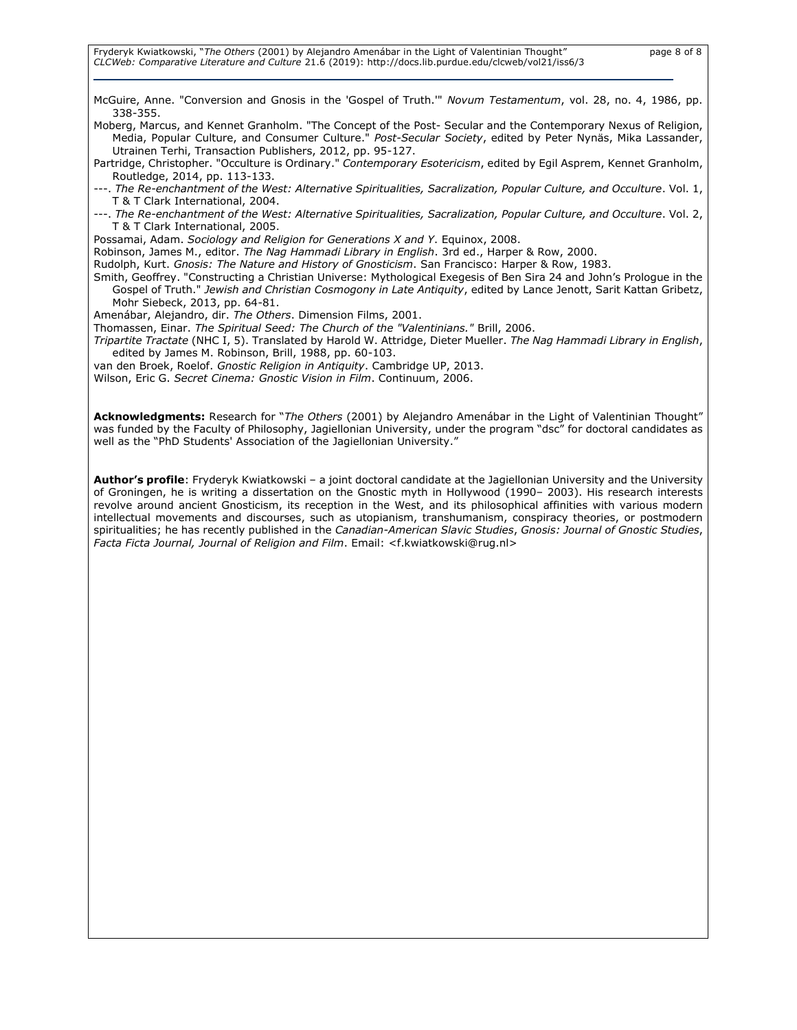McGuire, Anne. "Conversion and Gnosis in the 'Gospel of Truth.'" *Novum Testamentum*, vol. 28, no. 4, 1986, pp. 338-355.

Moberg, Marcus, and Kennet Granholm. "The Concept of the Post- Secular and the Contemporary Nexus of Religion, Media, Popular Culture, and Consumer Culture." *Post-Secular Society*, edited by Peter Nynäs, Mika Lassander, Utrainen Terhi, Transaction Publishers, 2012, pp. 95-127.

Partridge, Christopher. "Occulture is Ordinary." *Contemporary Esotericism*, edited by Egil Asprem, Kennet Granholm, Routledge, 2014, pp. 113-133.

---. *The Re-enchantment of the West: Alternative Spiritualities, Sacralization, Popular Culture, and Occulture*. Vol. 1, T & T Clark International, 2004.

---. *The Re-enchantment of the West: Alternative Spiritualities, Sacralization, Popular Culture, and Occulture*. Vol. 2, T & T Clark International, 2005.

Possamai, Adam. *Sociology and Religion for Generations X and Y*. Equinox, 2008.

Robinson, James M., editor. *The Nag Hammadi Library in English*. 3rd ed., Harper & Row, 2000.

Rudolph, Kurt. *Gnosis: The Nature and History of Gnosticism*. San Francisco: Harper & Row, 1983.

Smith, Geoffrey. "Constructing a Christian Universe: Mythological Exegesis of Ben Sira 24 and John's Prologue in the Gospel of Truth." *Jewish and Christian Cosmogony in Late Antiquity*, edited by Lance Jenott, Sarit Kattan Gribetz, Mohr Siebeck, 2013, pp. 64-81.

Amenábar, Alejandro, dir. *The Others*. Dimension Films, 2001.

Thomassen, Einar. *The Spiritual Seed: The Church of the "Valentinians."* Brill, 2006.

*Tripartite Tractate* (NHC I, 5). Translated by Harold W. Attridge, Dieter Mueller. *The Nag Hammadi Library in English*, edited by James M. Robinson, Brill, 1988, pp. 60-103.

van den Broek, Roelof. *Gnostic Religion in Antiquity*. Cambridge UP, 2013.

Wilson, Eric G. *Secret Cinema: Gnostic Vision in Film*. Continuum, 2006.

**Acknowledgments:** Research for "*The Others* (2001) by Alejandro Amenábar in the Light of Valentinian Thought" was funded by the Faculty of Philosophy, Jagiellonian University, under the program "dsc" for doctoral candidates as well as the "PhD Students' Association of the Jagiellonian University."

**Author's profile**: Fryderyk Kwiatkowski – a joint doctoral candidate at the Jagiellonian University and the University of Groningen, he is writing a dissertation on the Gnostic myth in Hollywood (1990– 2003). His research interests revolve around ancient Gnosticism, its reception in the West, and its philosophical affinities with various modern intellectual movements and discourses, such as utopianism, transhumanism, conspiracy theories, or postmodern spiritualities; he has recently published in the *Canadian-American Slavic Studies*, *Gnosis: Journal of Gnostic Studies*, *Facta Ficta Journal, Journal of Religion and Film*. Email: <f.kwiatkowski@rug.nl>